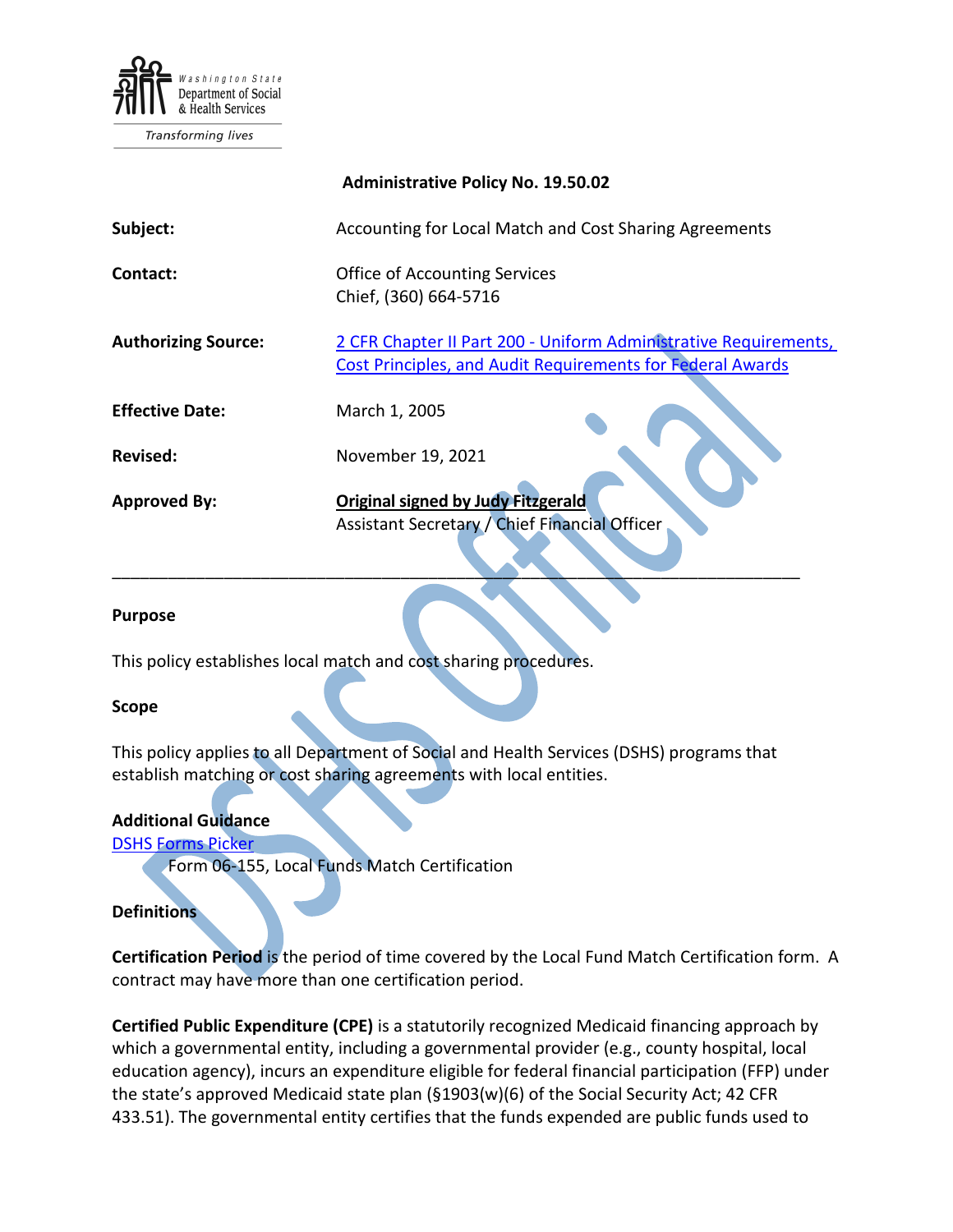Washington State Department of Social & Health Services

Transforming lives

**Administrative Policy No. 19.50.02**

| | |
|---|---|
| **Subject:** | Accounting for Local Match and Cost Sharing Agreements |
| **Contact:** | Office of Accounting Services<br>Chief, (360) 664-5716 |
| **Authorizing Source:** | [2 CFR Chapter II Part 200 - Uniform Administrative Requirements, Cost Principles, and Audit Requirements for Federal Awards]() |
| **Effective Date:** | March 1, 2005 |
| **Revised:** | November 19, 2021 |
| **Approved By:** | **Original signed by Judy Fitzgerald**<br>Assistant Secretary / Chief Financial Officer |

---

### Purpose

This policy establishes local match and cost sharing procedures.

### Scope

This policy applies to all Department of Social and Health Services (DSHS) programs that establish matching or cost sharing agreements with local entities.

### Additional Guidance

[DSHS Forms Picker]()

Form 06-155, Local Funds Match Certification

### Definitions

**Certification Period** is the period of time covered by the Local Fund Match Certification form. A contract may have more than one certification period.

**Certified Public Expenditure (CPE)** is a statutorily recognized Medicaid financing approach by which a governmental entity, including a governmental provider (e.g., county hospital, local education agency), incurs an expenditure eligible for federal financial participation (FFP) under the state's approved Medicaid state plan (§1903(w)(6) of the Social Security Act; 42 CFR 433.51). The governmental entity certifies that the funds expended are public funds used to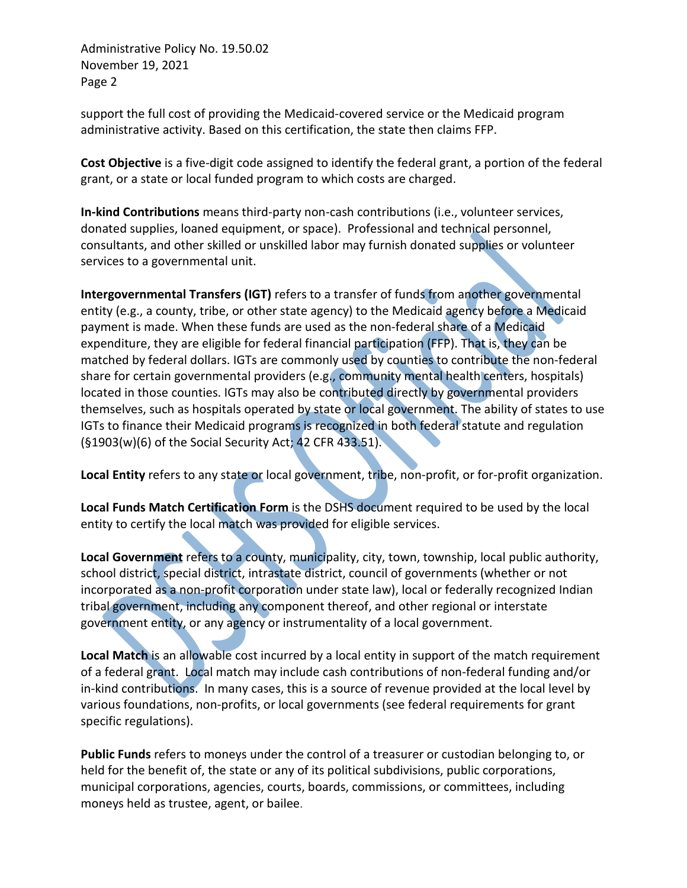support the full cost of providing the Medicaid-covered service or the Medicaid program administrative activity. Based on this certification, the state then claims FFP.

**Cost Objective** is a five-digit code assigned to identify the federal grant, a portion of the federal grant, or a state or local funded program to which costs are charged.

**In-kind Contributions** means third-party non-cash contributions (i.e., volunteer services, donated supplies, loaned equipment, or space). Professional and technical personnel, consultants, and other skilled or unskilled labor may furnish donated supplies or volunteer services to a governmental unit.

**Intergovernmental Transfers (IGT)** refers to a transfer of funds from another governmental entity (e.g., a county, tribe, or other state agency) to the Medicaid agency before a Medicaid payment is made. When these funds are used as the non-federal share of a Medicaid expenditure, they are eligible for federal financial participation (FFP). That is, they can be matched by federal dollars. IGTs are commonly used by counties to contribute the non-federal share for certain governmental providers (e.g., community mental health centers, hospitals) located in those counties. IGTs may also be contributed directly by governmental providers themselves, such as hospitals operated by state or local government. The ability of states to use IGTs to finance their Medicaid programs is recognized in both federal statute and regulation (§1903(w)(6) of the Social Security Act; 42 CFR 433.51).

**Local Entity** refers to any state or local government, tribe, non-profit, or for-profit organization.

**Local Funds Match Certification Form** is the DSHS document required to be used by the local entity to certify the local match was provided for eligible services.

**Local Government** refers to a county, municipality, city, town, township, local public authority, school district, special district, intrastate district, council of governments (whether or not incorporated as a non-profit corporation under state law), local or federally recognized Indian tribal government, including any component thereof, and other regional or interstate government entity, or any agency or instrumentality of a local government.

**Local Match** is an allowable cost incurred by a local entity in support of the match requirement of a federal grant. Local match may include cash contributions of non-federal funding and/or in-kind contributions. In many cases, this is a source of revenue provided at the local level by various foundations, non-profits, or local governments (see federal requirements for grant specific regulations).

**Public Funds** refers to moneys under the control of a treasurer or custodian belonging to, or held for the benefit of, the state or any of its political subdivisions, public corporations, municipal corporations, agencies, courts, boards, commissions, or committees, including moneys held as trustee, agent, or bailee.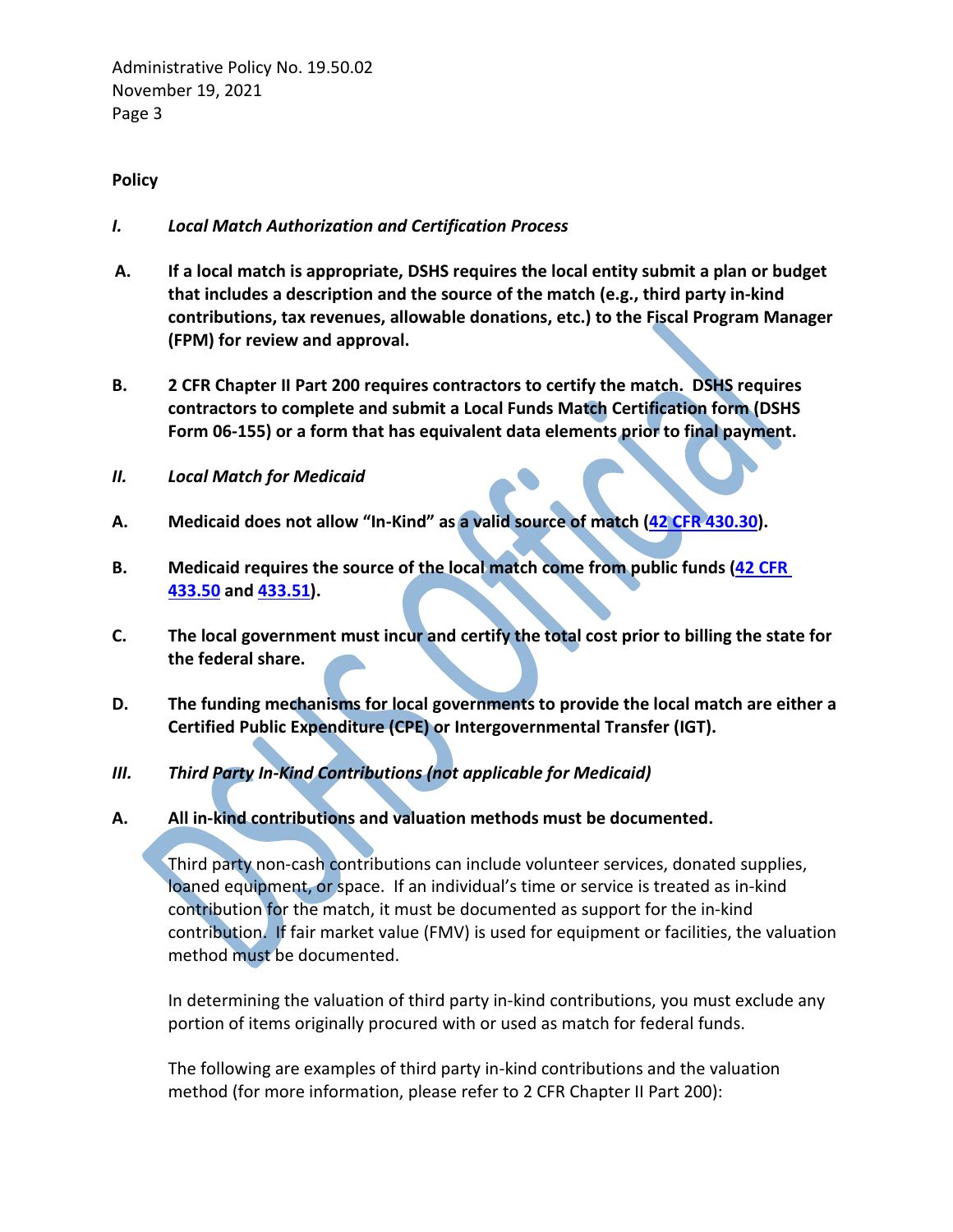**Policy**

*I. Local Match Authorization and Certification Process*

**A. If a local match is appropriate, DSHS requires the local entity submit a plan or budget that includes a description and the source of the match (e.g., third party in-kind contributions, tax revenues, allowable donations, etc.) to the Fiscal Program Manager (FPM) for review and approval.**

**B. 2 CFR Chapter II Part 200 requires contractors to certify the match. DSHS requires contractors to complete and submit a Local Funds Match Certification form (DSHS Form 06-155) or a form that has equivalent data elements prior to final payment.**

*II. Local Match for Medicaid*

**A. Medicaid does not allow "In-Kind" as a valid source of match (42 CFR 430.30).**

**B. Medicaid requires the source of the local match come from public funds (42 CFR 433.50 and 433.51).**

**C. The local government must incur and certify the total cost prior to billing the state for the federal share.**

**D. The funding mechanisms for local governments to provide the local match are either a Certified Public Expenditure (CPE) or Intergovernmental Transfer (IGT).**

*III. Third Party In-Kind Contributions (not applicable for Medicaid)*

**A. All in-kind contributions and valuation methods must be documented.**

Third party non-cash contributions can include volunteer services, donated supplies, loaned equipment, or space. If an individual's time or service is treated as in-kind contribution for the match, it must be documented as support for the in-kind contribution. If fair market value (FMV) is used for equipment or facilities, the valuation method must be documented.

In determining the valuation of third party in-kind contributions, you must exclude any portion of items originally procured with or used as match for federal funds.

The following are examples of third party in-kind contributions and the valuation method (for more information, please refer to 2 CFR Chapter II Part 200):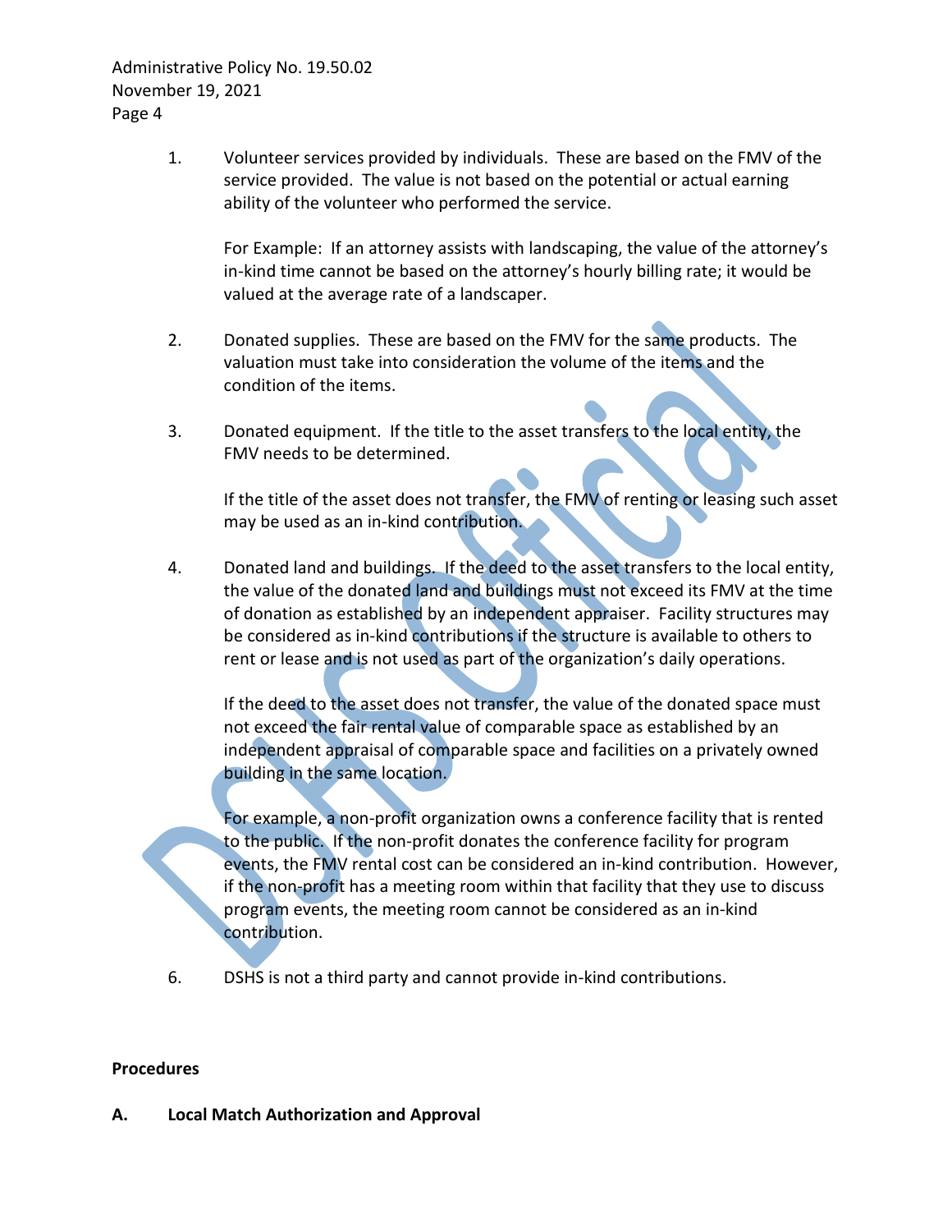1. Volunteer services provided by individuals. These are based on the FMV of the service provided. The value is not based on the potential or actual earning ability of the volunteer who performed the service.

   For Example: If an attorney assists with landscaping, the value of the attorney's in-kind time cannot be based on the attorney's hourly billing rate; it would be valued at the average rate of a landscaper.

2. Donated supplies. These are based on the FMV for the same products. The valuation must take into consideration the volume of the items and the condition of the items.

3. Donated equipment. If the title to the asset transfers to the local entity, the FMV needs to be determined.

   If the title of the asset does not transfer, the FMV of renting or leasing such asset may be used as an in-kind contribution.

4. Donated land and buildings. If the deed to the asset transfers to the local entity, the value of the donated land and buildings must not exceed its FMV at the time of donation as established by an independent appraiser. Facility structures may be considered as in-kind contributions if the structure is available to others to rent or lease and is not used as part of the organization's daily operations.

   If the deed to the asset does not transfer, the value of the donated space must not exceed the fair rental value of comparable space as established by an independent appraisal of comparable space and facilities on a privately owned building in the same location.

   For example, a non-profit organization owns a conference facility that is rented to the public. If the non-profit donates the conference facility for program events, the FMV rental cost can be considered an in-kind contribution. However, if the non-profit has a meeting room within that facility that they use to discuss program events, the meeting room cannot be considered as an in-kind contribution.

6. DSHS is not a third party and cannot provide in-kind contributions.

**Procedures**

**A. Local Match Authorization and Approval**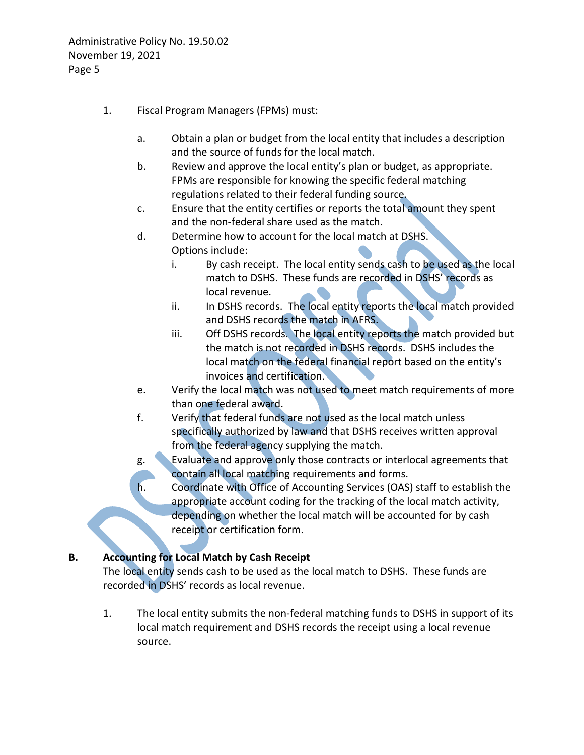1. Fiscal Program Managers (FPMs) must:

   a. Obtain a plan or budget from the local entity that includes a description and the source of funds for the local match.
   b. Review and approve the local entity's plan or budget, as appropriate. FPMs are responsible for knowing the specific federal matching regulations related to their federal funding source.
   c. Ensure that the entity certifies or reports the total amount they spent and the non-federal share used as the match.
   d. Determine how to account for the local match at DSHS. Options include:
      i. By cash receipt. The local entity sends cash to be used as the local match to DSHS. These funds are recorded in DSHS' records as local revenue.
      ii. In DSHS records. The local entity reports the local match provided and DSHS records the match in AFRS.
      iii. Off DSHS records. The local entity reports the match provided but the match is not recorded in DSHS records. DSHS includes the local match on the federal financial report based on the entity's invoices and certification.
   e. Verify the local match was not used to meet match requirements of more than one federal award.
   f. Verify that federal funds are not used as the local match unless specifically authorized by law and that DSHS receives written approval from the federal agency supplying the match.
   g. Evaluate and approve only those contracts or interlocal agreements that contain all local matching requirements and forms.
   h. Coordinate with Office of Accounting Services (OAS) staff to establish the appropriate account coding for the tracking of the local match activity, depending on whether the local match will be accounted for by cash receipt or certification form.

**B. Accounting for Local Match by Cash Receipt**

The local entity sends cash to be used as the local match to DSHS. These funds are recorded in DSHS' records as local revenue.

1. The local entity submits the non-federal matching funds to DSHS in support of its local match requirement and DSHS records the receipt using a local revenue source.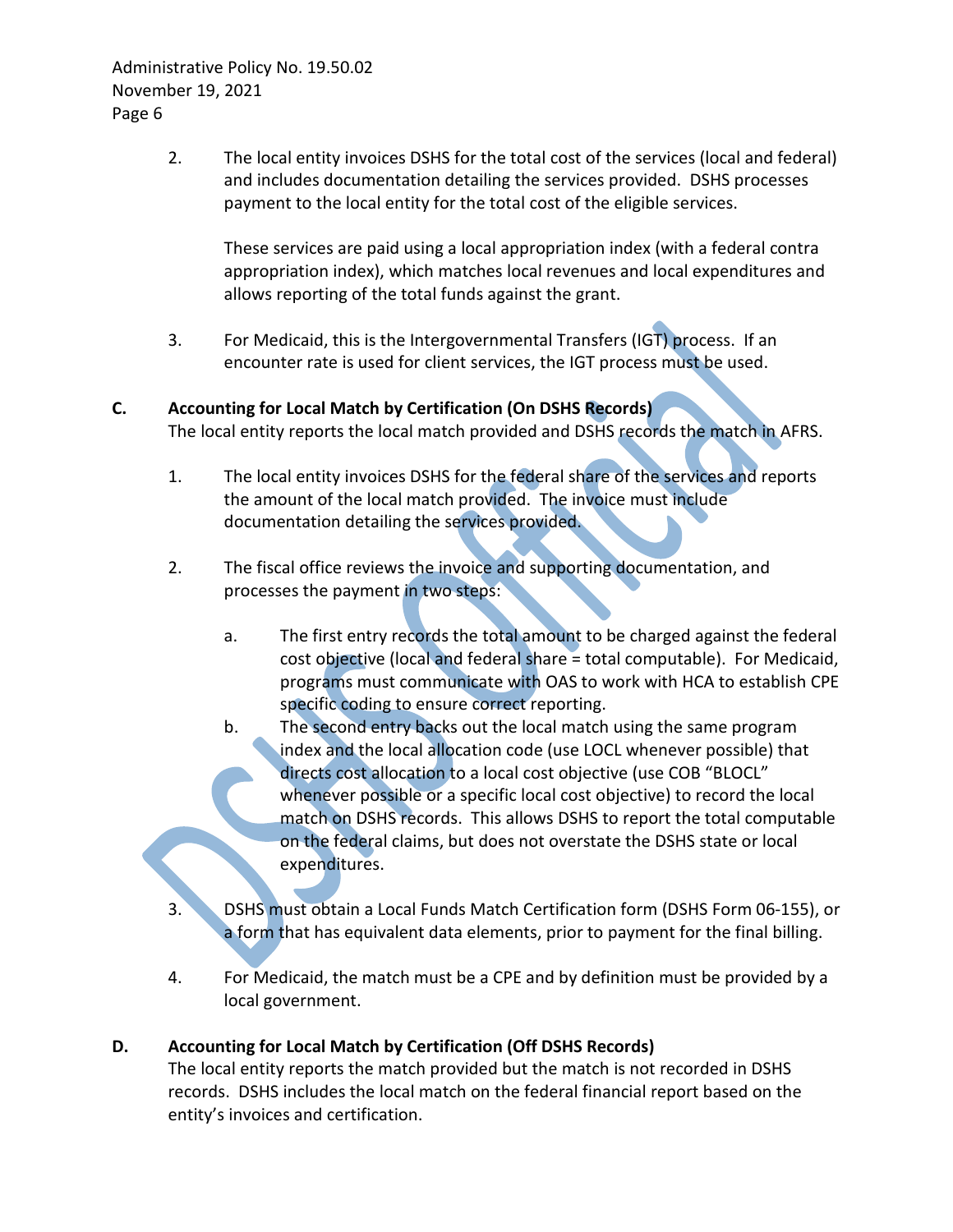2. The local entity invoices DSHS for the total cost of the services (local and federal) and includes documentation detailing the services provided. DSHS processes payment to the local entity for the total cost of the eligible services.

   These services are paid using a local appropriation index (with a federal contra appropriation index), which matches local revenues and local expenditures and allows reporting of the total funds against the grant.

3. For Medicaid, this is the Intergovernmental Transfers (IGT) process. If an encounter rate is used for client services, the IGT process must be used.

**C. Accounting for Local Match by Certification (On DSHS Records)**

The local entity reports the local match provided and DSHS records the match in AFRS.

1. The local entity invoices DSHS for the federal share of the services and reports the amount of the local match provided. The invoice must include documentation detailing the services provided.

2. The fiscal office reviews the invoice and supporting documentation, and processes the payment in two steps:

   a. The first entry records the total amount to be charged against the federal cost objective (local and federal share = total computable). For Medicaid, programs must communicate with OAS to work with HCA to establish CPE specific coding to ensure correct reporting.

   b. The second entry backs out the local match using the same program index and the local allocation code (use LOCL whenever possible) that directs cost allocation to a local cost objective (use COB "BLOCL" whenever possible or a specific local cost objective) to record the local match on DSHS records. This allows DSHS to report the total computable on the federal claims, but does not overstate the DSHS state or local expenditures.

3. DSHS must obtain a Local Funds Match Certification form (DSHS Form 06-155), or a form that has equivalent data elements, prior to payment for the final billing.

4. For Medicaid, the match must be a CPE and by definition must be provided by a local government.

**D. Accounting for Local Match by Certification (Off DSHS Records)**

The local entity reports the match provided but the match is not recorded in DSHS records. DSHS includes the local match on the federal financial report based on the entity's invoices and certification.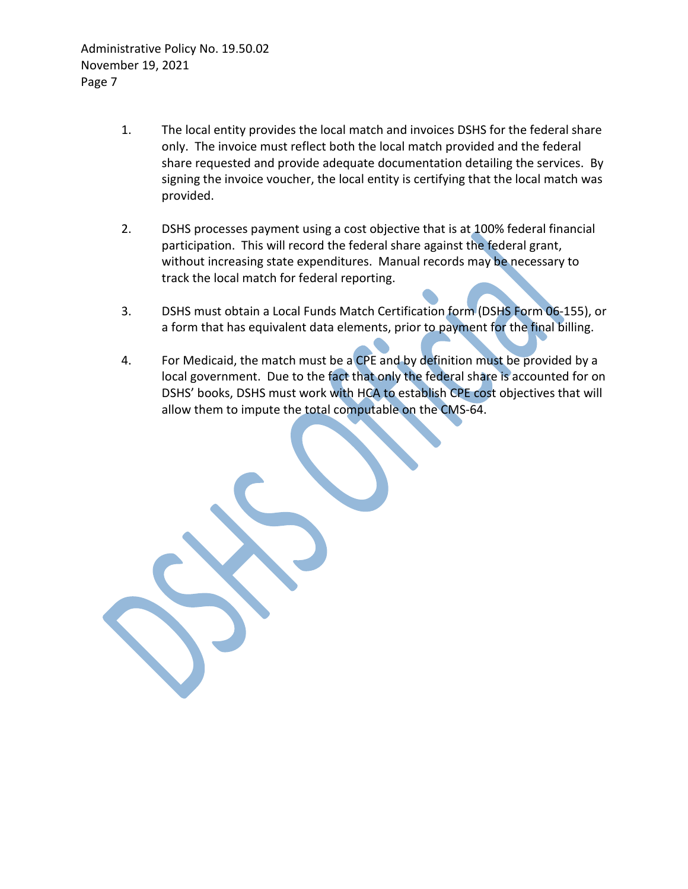1. The local entity provides the local match and invoices DSHS for the federal share only. The invoice must reflect both the local match provided and the federal share requested and provide adequate documentation detailing the services. By signing the invoice voucher, the local entity is certifying that the local match was provided.

2. DSHS processes payment using a cost objective that is at 100% federal financial participation. This will record the federal share against the federal grant, without increasing state expenditures. Manual records may be necessary to track the local match for federal reporting.

3. DSHS must obtain a Local Funds Match Certification form (DSHS Form 06-155), or a form that has equivalent data elements, prior to payment for the final billing.

4. For Medicaid, the match must be a CPE and by definition must be provided by a local government. Due to the fact that only the federal share is accounted for on DSHS' books, DSHS must work with HCA to establish CPE cost objectives that will allow them to impute the total computable on the CMS-64.